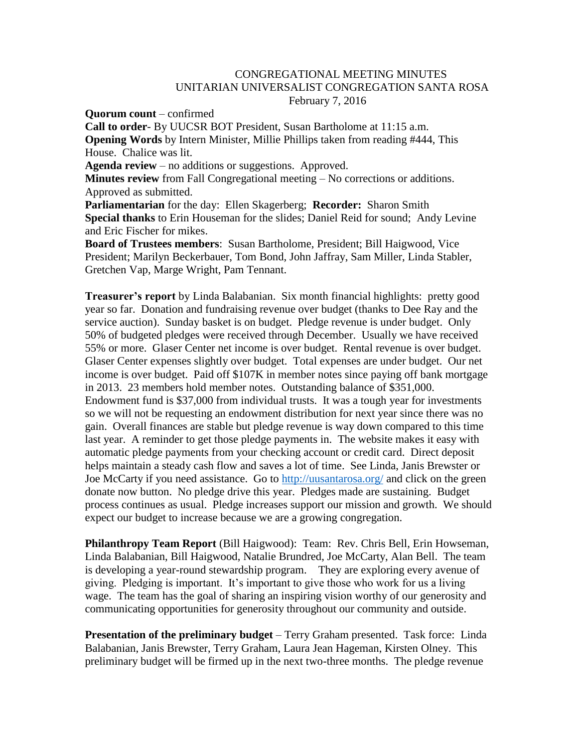# CONGREGATIONAL MEETING MINUTES
## UNITARIAN UNIVERSALIST CONGREGATION SANTA ROSA
February 7, 2016

**Quorum count** – confirmed

**Call to order**- By UUCSR BOT President, Susan Bartholome at 11:15 a.m.

**Opening Words** by Intern Minister, Millie Phillips taken from reading #444, This House. Chalice was lit.

**Agenda review** – no additions or suggestions. Approved.

**Minutes review** from Fall Congregational meeting – No corrections or additions. Approved as submitted.

**Parliamentarian** for the day: Ellen Skagerberg; **Recorder:** Sharon Smith

**Special thanks** to Erin Houseman for the slides; Daniel Reid for sound; Andy Levine and Eric Fischer for mikes.

**Board of Trustees members**: Susan Bartholome, President; Bill Haigwood, Vice President; Marilyn Beckerbauer, Tom Bond, John Jaffray, Sam Miller, Linda Stabler, Gretchen Vap, Marge Wright, Pam Tennant.

**Treasurer's report** by Linda Balabanian. Six month financial highlights: pretty good year so far. Donation and fundraising revenue over budget (thanks to Dee Ray and the service auction). Sunday basket is on budget. Pledge revenue is under budget. Only 50% of budgeted pledges were received through December. Usually we have received 55% or more. Glaser Center net income is over budget. Rental revenue is over budget. Glaser Center expenses slightly over budget. Total expenses are under budget. Our net income is over budget. Paid off $107K in member notes since paying off bank mortgage in 2013. 23 members hold member notes. Outstanding balance of $351,000. Endowment fund is $37,000 from individual trusts. It was a tough year for investments so we will not be requesting an endowment distribution for next year since there was no gain. Overall finances are stable but pledge revenue is way down compared to this time last year. A reminder to get those pledge payments in. The website makes it easy with automatic pledge payments from your checking account or credit card. Direct deposit helps maintain a steady cash flow and saves a lot of time. See Linda, Janis Brewster or Joe McCarty if you need assistance. Go to http://uusantarosa.org/ and click on the green donate now button. No pledge drive this year. Pledges made are sustaining. Budget process continues as usual. Pledge increases support our mission and growth. We should expect our budget to increase because we are a growing congregation.

**Philanthropy Team Report** (Bill Haigwood): Team: Rev. Chris Bell, Erin Howseman, Linda Balabanian, Bill Haigwood, Natalie Brundred, Joe McCarty, Alan Bell. The team is developing a year-round stewardship program. They are exploring every avenue of giving. Pledging is important. It's important to give those who work for us a living wage. The team has the goal of sharing an inspiring vision worthy of our generosity and communicating opportunities for generosity throughout our community and outside.

**Presentation of the preliminary budget** – Terry Graham presented. Task force: Linda Balabanian, Janis Brewster, Terry Graham, Laura Jean Hageman, Kirsten Olney. This preliminary budget will be firmed up in the next two-three months. The pledge revenue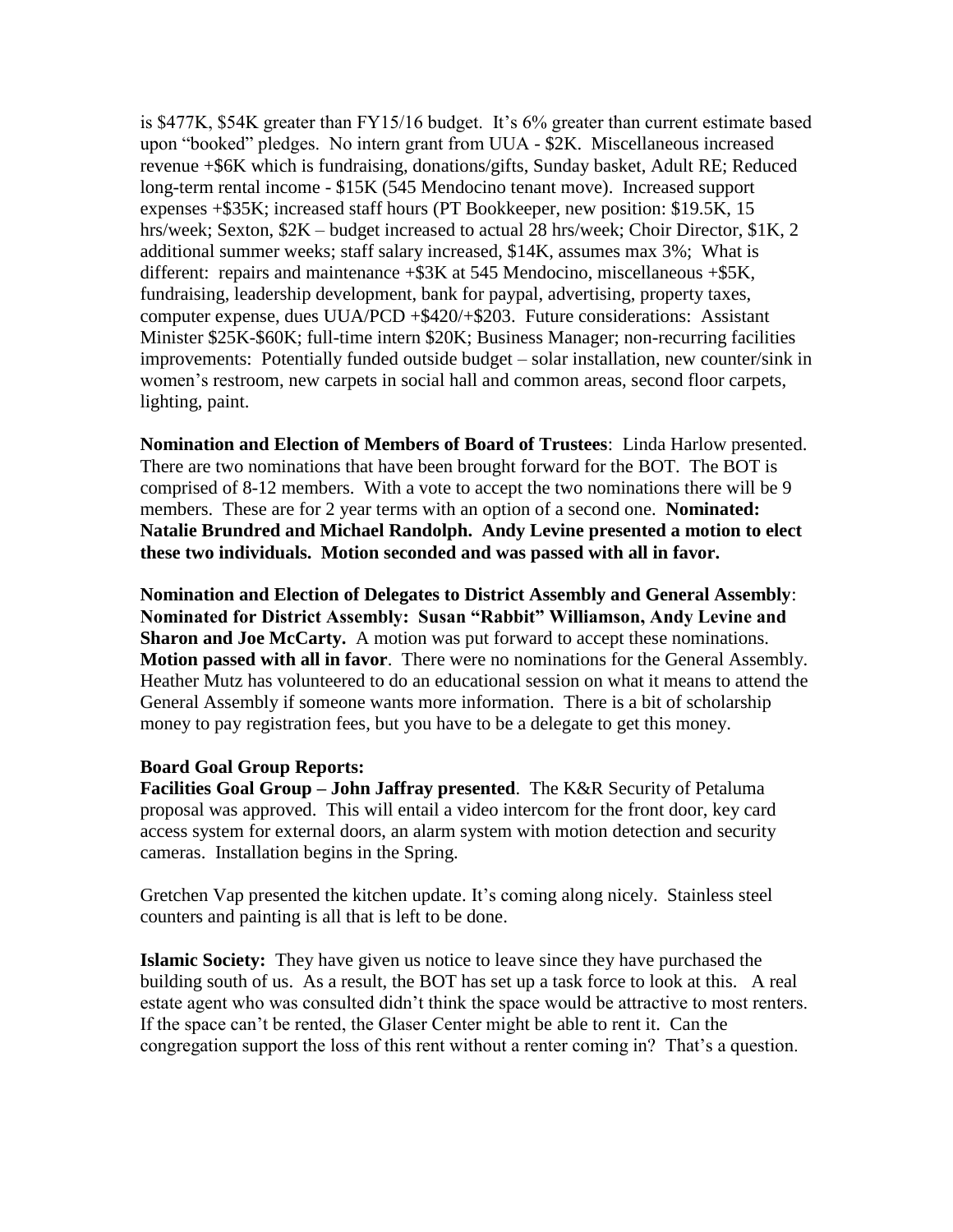is $477K, $54K greater than FY15/16 budget. It's 6% greater than current estimate based upon "booked" pledges. No intern grant from UUA - $2K. Miscellaneous increased revenue +$6K which is fundraising, donations/gifts, Sunday basket, Adult RE; Reduced long-term rental income - $15K (545 Mendocino tenant move). Increased support expenses +$35K; increased staff hours (PT Bookkeeper, new position: $19.5K, 15 hrs/week; Sexton, $2K – budget increased to actual 28 hrs/week; Choir Director, $1K, 2 additional summer weeks; staff salary increased, $14K, assumes max 3%; What is different: repairs and maintenance +$3K at 545 Mendocino, miscellaneous +$5K, fundraising, leadership development, bank for paypal, advertising, property taxes, computer expense, dues UUA/PCD +$420/+$203. Future considerations: Assistant Minister $25K-$60K; full-time intern $20K; Business Manager; non-recurring facilities improvements: Potentially funded outside budget – solar installation, new counter/sink in women's restroom, new carpets in social hall and common areas, second floor carpets, lighting, paint.

**Nomination and Election of Members of Board of Trustees**: Linda Harlow presented. There are two nominations that have been brought forward for the BOT. The BOT is comprised of 8-12 members. With a vote to accept the two nominations there will be 9 members. These are for 2 year terms with an option of a second one. **Nominated: Natalie Brundred and Michael Randolph. Andy Levine presented a motion to elect these two individuals. Motion seconded and was passed with all in favor.**

**Nomination and Election of Delegates to District Assembly and General Assembly**: **Nominated for District Assembly: Susan "Rabbit" Williamson, Andy Levine and Sharon and Joe McCarty.** A motion was put forward to accept these nominations. **Motion passed with all in favor**. There were no nominations for the General Assembly. Heather Mutz has volunteered to do an educational session on what it means to attend the General Assembly if someone wants more information. There is a bit of scholarship money to pay registration fees, but you have to be a delegate to get this money.

**Board Goal Group Reports:**

**Facilities Goal Group – John Jaffray presented**. The K&R Security of Petaluma proposal was approved. This will entail a video intercom for the front door, key card access system for external doors, an alarm system with motion detection and security cameras. Installation begins in the Spring.

Gretchen Vap presented the kitchen update. It's coming along nicely. Stainless steel counters and painting is all that is left to be done.

**Islamic Society:** They have given us notice to leave since they have purchased the building south of us. As a result, the BOT has set up a task force to look at this. A real estate agent who was consulted didn't think the space would be attractive to most renters. If the space can't be rented, the Glaser Center might be able to rent it. Can the congregation support the loss of this rent without a renter coming in? That's a question.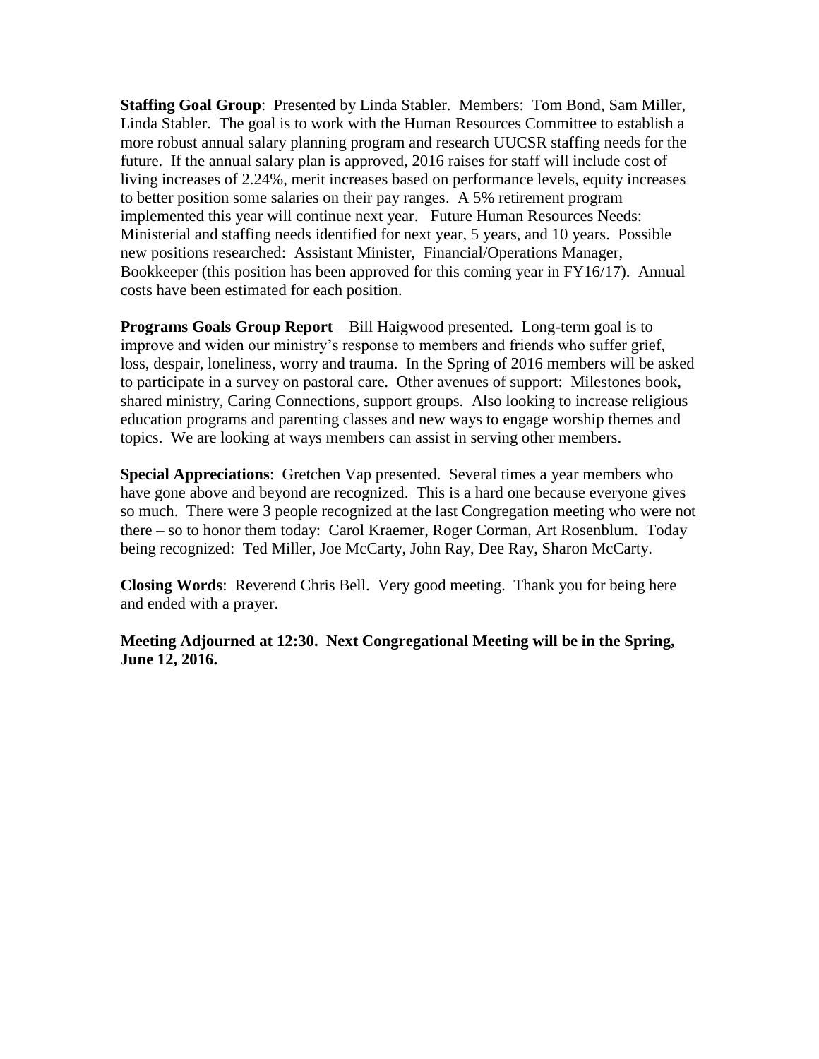**Staffing Goal Group**: Presented by Linda Stabler. Members: Tom Bond, Sam Miller, Linda Stabler. The goal is to work with the Human Resources Committee to establish a more robust annual salary planning program and research UUCSR staffing needs for the future. If the annual salary plan is approved, 2016 raises for staff will include cost of living increases of 2.24%, merit increases based on performance levels, equity increases to better position some salaries on their pay ranges. A 5% retirement program implemented this year will continue next year. Future Human Resources Needs: Ministerial and staffing needs identified for next year, 5 years, and 10 years. Possible new positions researched: Assistant Minister, Financial/Operations Manager, Bookkeeper (this position has been approved for this coming year in FY16/17). Annual costs have been estimated for each position.

**Programs Goals Group Report** – Bill Haigwood presented. Long-term goal is to improve and widen our ministry's response to members and friends who suffer grief, loss, despair, loneliness, worry and trauma. In the Spring of 2016 members will be asked to participate in a survey on pastoral care. Other avenues of support: Milestones book, shared ministry, Caring Connections, support groups. Also looking to increase religious education programs and parenting classes and new ways to engage worship themes and topics. We are looking at ways members can assist in serving other members.

**Special Appreciations**: Gretchen Vap presented. Several times a year members who have gone above and beyond are recognized. This is a hard one because everyone gives so much. There were 3 people recognized at the last Congregation meeting who were not there – so to honor them today: Carol Kraemer, Roger Corman, Art Rosenblum. Today being recognized: Ted Miller, Joe McCarty, John Ray, Dee Ray, Sharon McCarty.

**Closing Words**: Reverend Chris Bell. Very good meeting. Thank you for being here and ended with a prayer.

**Meeting Adjourned at 12:30. Next Congregational Meeting will be in the Spring, June 12, 2016.**